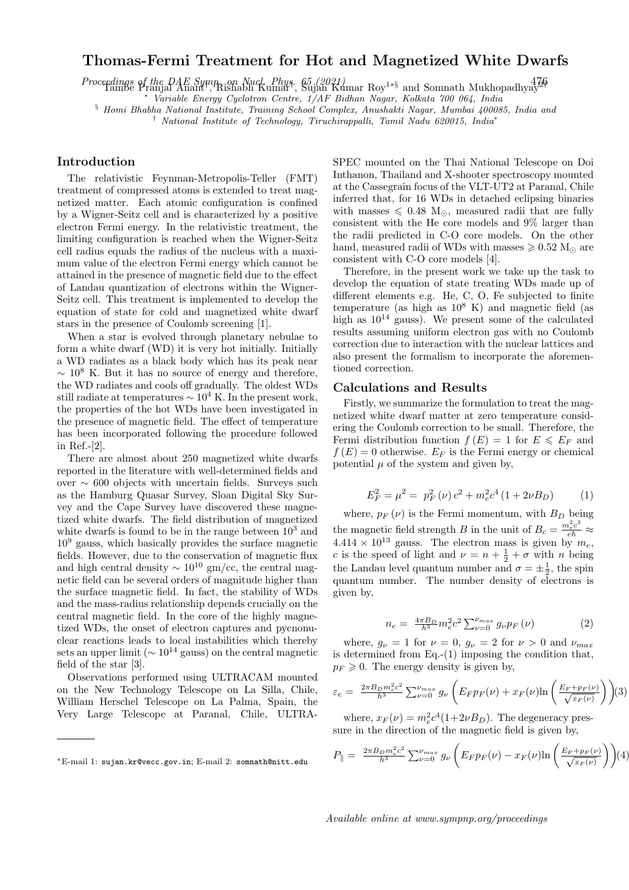# Thomas-Fermi Treatment for Hot and Magnetized White Dwarfs

Tambe Pranjal Anant[†], Rishabh Kumar[†], Sujan Kumar Roy[1*§] and Somnath Mukhopadhyay[2†]

[*] *Variable Energy Cyclotron Centre, 1/AF Bidhan Nagar, Kolkata 700 064, India*

[§] *Homi Bhabha National Institute, Training School Complex, Anushakti Nagar, Mumbai 400085, India and*

[†] *National Institute of Technology, Tiruchirappalli, Tamil Nadu 620015, India*[*]

## Introduction

The relativistic Feynman-Metropolis-Teller (FMT) treatment of compressed atoms is extended to treat magnetized matter. Each atomic configuration is confined by a Wigner-Seitz cell and is characterized by a positive electron Fermi energy. In the relativistic treatment, the limiting configuration is reached when the Wigner-Seitz cell radius equals the radius of the nucleus with a maximum value of the electron Fermi energy which cannot be attained in the presence of magnetic field due to the effect of Landau quantization of electrons within the Wigner-Seitz cell. This treatment is implemented to develop the equation of state for cold and magnetized white dwarf stars in the presence of Coulomb screening [1].

When a star is evolved through planetary nebulae to form a white dwarf (WD) it is very hot initially. Initially a WD radiates as a black body which has its peak near $\sim 10^8$ K. But it has no source of energy and therefore, the WD radiates and cools off gradually. The oldest WDs still radiate at temperatures $\sim 10^4$ K. In the present work, the properties of the hot WDs have been investigated in the presence of magnetic field. The effect of temperature has been incorporated following the procedure followed in Ref.-[2].

There are almost about 250 magnetized white dwarfs reported in the literature with well-determined fields and over $\sim 600$ objects with uncertain fields. Surveys such as the Hamburg Quasar Survey, Sloan Digital Sky Survey and the Cape Survey have discovered these magnetized white dwarfs. The field distribution of magnetized white dwarfs is found to be in the range between $10^3$ and $10^9$ gauss, which basically provides the surface magnetic fields. However, due to the conservation of magnetic flux and high central density $\sim 10^{10}$ gm/cc, the central magnetic field can be several orders of magnitude higher than the surface magnetic field. In fact, the stability of WDs and the mass-radius relationship depends crucially on the central magnetic field. In the core of the highly magnetized WDs, the onset of electron captures and pycnonuclear reactions leads to local instabilities which thereby sets an upper limit ($\sim 10^{14}$ gauss) on the central magnetic field of the star [3].

Observations performed using ULTRACAM mounted on the New Technology Telescope on La Silla, Chile, William Herschel Telescope on La Palma, Spain, the Very Large Telescope at Paranal, Chile, ULTRA-SPEC mounted on the Thai National Telescope on Doi Inthanon, Thailand and X-shooter spectroscopy mounted at the Cassegrain focus of the VLT-UT2 at Paranal, Chile inferred that, for 16 WDs in detached eclipsing binaries with masses $\leqslant 0.48$ M$_\odot$, measured radii that are fully consistent with the He core models and 9% larger than the radii predicted in C-O core models. On the other hand, measured radii of WDs with masses $\geqslant 0.52$ M$_\odot$ are consistent with C-O core models [4].

Therefore, in the present work we take up the task to develop the equation of state treating WDs made up of different elements e.g. He, C, O, Fe subjected to finite temperature (as high as $10^8$ K) and magnetic field (as high as $10^{14}$ gauss). We present some of the calculated results assuming uniform electron gas with no Coulomb correction due to interaction with the nuclear lattices and also present the formalism to incorporate the aforementioned correction.

## Calculations and Results

Firstly, we summarize the formulation to treat the magnetized white dwarf matter at zero temperature considering the Coulomb correction to be small. Therefore, the Fermi distribution function $f(E) = 1$ for $E \leqslant E_F$ and $f(E) = 0$ otherwise. $E_F$ is the Fermi energy or chemical potential $\mu$ of the system and given by,

$$E_F^2 = \mu^2 = p_F^2(\nu)\, c^2 + m_e^2 c^4 (1 + 2\nu B_D) \qquad (1)$$

where, $p_F(\nu)$ is the Fermi momentum, with $B_D$ being the magnetic field strength $B$ in the unit of $B_c = \frac{m_e^2 c^3}{e\hbar} \approx 4.414 \times 10^{13}$ gauss. The electron mass is given by $m_e$, $c$ is the speed of light and $\nu = n + \frac{1}{2} + \sigma$ with $n$ being the Landau level quantum number and $\sigma = \pm\frac{1}{2}$, the spin quantum number. The number density of electrons is given by,

$$n_e = \frac{4\pi B_D}{h^3} m_e^2 c^2 \sum_{\nu=0}^{\nu_{max}} g_\nu p_F(\nu) \qquad (2)$$

where, $g_\nu = 1$ for $\nu = 0$, $g_\nu = 2$ for $\nu > 0$ and $\nu_{max}$ is determined from Eq.-(1) imposing the condition that, $p_F \geqslant 0$. The energy density is given by,

$$\varepsilon_e = \frac{2\pi B_D m_e^2 c^2}{h^3} \sum_{\nu=0}^{\nu_{max}} g_\nu \left( E_F p_F(\nu) + x_F(\nu) \ln\left( \frac{E_F + p_F(\nu)}{\sqrt{x_F(\nu)}} \right) \right) \qquad (3)$$

where, $x_F(\nu) = m_e^2 c^4 (1 + 2\nu B_D)$. The degeneracy pressure in the direction of the magnetic field is given by,

$$P_\parallel = \frac{2\pi B_D m_e^2 c^2}{h^3} \sum_{\nu=0}^{\nu_{max}} g_\nu \left( E_F p_F(\nu) - x_F(\nu) \ln\left( \frac{E_F + p_F(\nu)}{\sqrt{x_F(\nu)}} \right) \right) \qquad (4)$$

---

[*]E-mail 1: sujan.kr@vecc.gov.in; E-mail 2: somnath@nitt.edu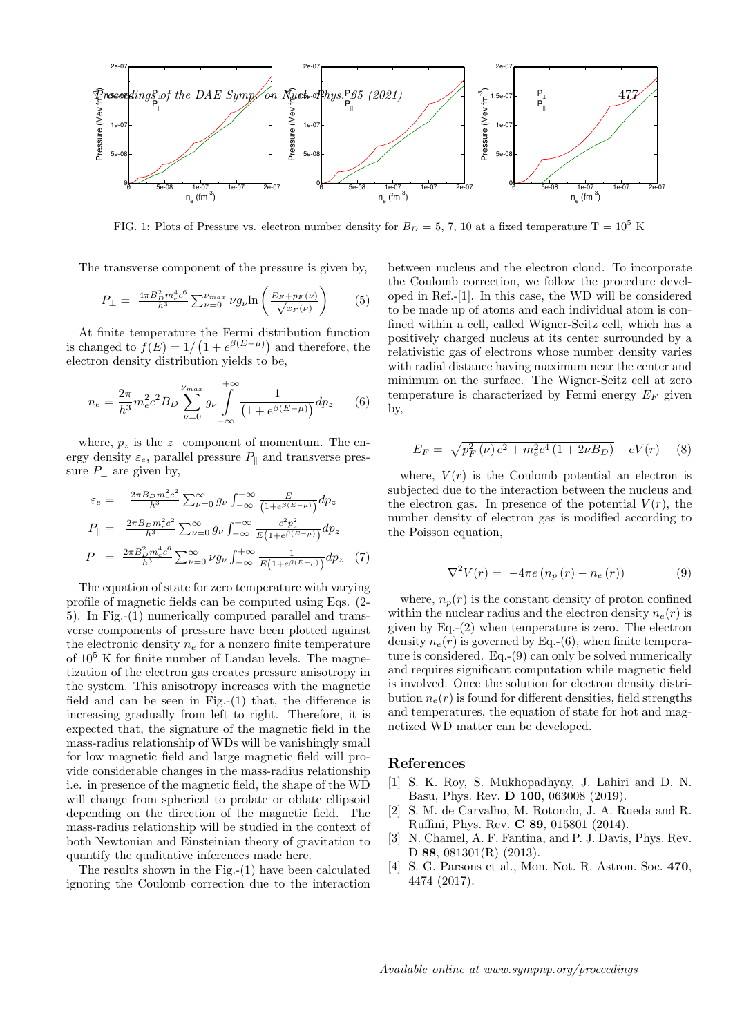Pressure (Mev fm$^{-3}$)

$P_\perp$

$P_\parallel$

2e-07

1.5e-07

1e-07

5e-08

0

0 5e-08 1e-07 1e-07 2e-07

$n_e$ (fm$^{-3}$)

FIG. 1: Plots of Pressure vs. electron number density for $B_D$ = 5, 7, 10 at a fixed temperature T = $10^5$ K

The transverse component of the pressure is given by,

$$P_\perp = \frac{4\pi B_D^2 m_e^4 c^6}{h^3} \sum_{\nu=0}^{\nu_{max}} \nu g_\nu \ln\left(\frac{E_F + p_F(\nu)}{\sqrt{x_F(\nu)}}\right) \quad (5)$$

At finite temperature the Fermi distribution function is changed to $f(E) = 1/\left(1 + e^{\beta(E-\mu)}\right)$ and therefore, the electron density distribution yields to be,

$$n_e = \frac{2\pi}{h^3} m_e^2 c^2 B_D \sum_{\nu=0}^{\nu_{max}} g_\nu \int_{-\infty}^{+\infty} \frac{1}{\left(1 + e^{\beta(E-\mu)}\right)} dp_z \quad (6)$$

where, $p_z$ is the $z-$component of momentum. The energy density $\varepsilon_e$, parallel pressure $P_\parallel$ and transverse pressure $P_\perp$ are given by,

$$\varepsilon_e = \frac{2\pi B_D m_e^2 c^2}{h^3} \sum_{\nu=0}^{\infty} g_\nu \int_{-\infty}^{+\infty} \frac{E}{\left(1+e^{\beta(E-\mu)}\right)} dp_z$$

$$P_\parallel = \frac{2\pi B_D m_e^2 c^2}{h^3} \sum_{\nu=0}^{\infty} g_\nu \int_{-\infty}^{+\infty} \frac{c^2 p_z^2}{E\left(1+e^{\beta(E-\mu)}\right)} dp_z$$

$$P_\perp = \frac{2\pi B_D^2 m_e^4 c^6}{h^3} \sum_{\nu=0}^{\infty} \nu g_\nu \int_{-\infty}^{+\infty} \frac{1}{E\left(1+e^{\beta(E-\mu)}\right)} dp_z \quad (7)$$

The equation of state for zero temperature with varying profile of magnetic fields can be computed using Eqs. (2-5). In Fig.-(1) numerically computed parallel and transverse components of pressure have been plotted against the electronic density $n_e$ for a nonzero finite temperature of $10^5$ K for finite number of Landau levels. The magnetization of the electron gas creates pressure anisotropy in the system. This anisotropy increases with the magnetic field and can be seen in Fig.-(1) that, the difference is increasing gradually from left to right. Therefore, it is expected that, the signature of the magnetic field in the mass-radius relationship of WDs will be vanishingly small for low magnetic field and large magnetic field will provide considerable changes in the mass-radius relationship i.e. in presence of the magnetic field, the shape of the WD will change from spherical to prolate or oblate ellipsoid depending on the direction of the magnetic field. The mass-radius relationship will be studied in the context of both Newtonian and Einsteinian theory of gravitation to quantify the qualitative inferences made here.

The results shown in the Fig.-(1) have been calculated ignoring the Coulomb correction due to the interaction between nucleus and the electron cloud. To incorporate the Coulomb correction, we follow the procedure developed in Ref.-[1]. In this case, the WD will be considered to be made up of atoms and each individual atom is confined within a cell, called Wigner-Seitz cell, which has a positively charged nucleus at its center surrounded by a relativistic gas of electrons whose number density varies with radial distance having maximum near the center and minimum on the surface. The Wigner-Seitz cell at zero temperature is characterized by Fermi energy $E_F$ given by,

$$E_F = \sqrt{p_F^2(\nu)\, c^2 + m_e^2 c^4 (1 + 2\nu B_D)} - eV(r) \quad (8)$$

where, $V(r)$ is the Coulomb potential an electron is subjected due to the interaction between the nucleus and the electron gas. In presence of the potential $V(r)$, the number density of electron gas is modified according to the Poisson equation,

$$\nabla^2 V(r) = -4\pi e \left(n_p(r) - n_e(r)\right) \quad (9)$$

where, $n_p(r)$ is the constant density of proton confined within the nuclear radius and the electron density $n_e(r)$ is given by Eq.-(2) when temperature is zero. The electron density $n_e(r)$ is governed by Eq.-(6), when finite temperature is considered. Eq.-(9) can only be solved numerically and requires significant computation while magnetic field is involved. Once the solution for electron density distribution $n_e(r)$ is found for different densities, field strengths and temperatures, the equation of state for hot and magnetized WD matter can be developed.

## References

[1] S. K. Roy, S. Mukhopadhyay, J. Lahiri and D. N. Basu, Phys. Rev. **D 100**, 063008 (2019).

[2] S. M. de Carvalho, M. Rotondo, J. A. Rueda and R. Ruffini, Phys. Rev. **C 89**, 015801 (2014).

[3] N. Chamel, A. F. Fantina, and P. J. Davis, Phys. Rev. D **88**, 081301(R) (2013).

[4] S. G. Parsons et al., Mon. Not. R. Astron. Soc. **470**, 4474 (2017).